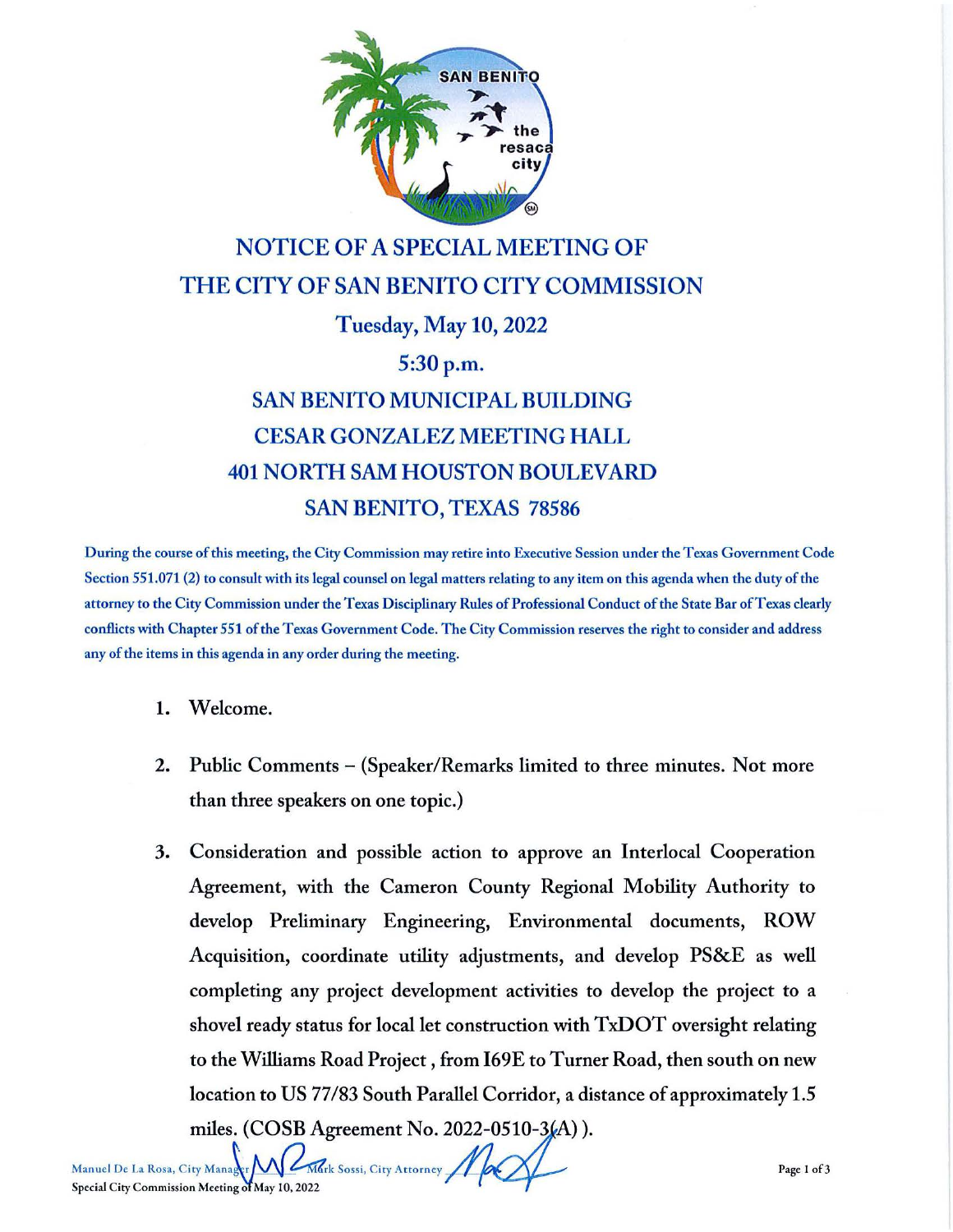# NOTICE OF A SPECIAL MEETING OF THE CITY OF SAN BENITO CITY COMMISSION

## Tuesday, May 10, 2022

## 5:30 p.m.

## SAN BENITO MUNICIPAL BUILDING
## CESAR GONZALEZ MEETING HALL
## 401 NORTH SAM HOUSTON BOULEVARD
## SAN BENITO, TEXAS 78586

During the course of this meeting, the City Commission may retire into Executive Session under the Texas Government Code Section 551.071 (2) to consult with its legal counsel on legal matters relating to any item on this agenda when the duty of the attorney to the City Commission under the Texas Disciplinary Rules of Professional Conduct of the State Bar of Texas clearly conflicts with Chapter 551 of the Texas Government Code. The City Commission reserves the right to consider and address any of the items in this agenda in any order during the meeting.

1. Welcome.

2. Public Comments – (Speaker/Remarks limited to three minutes. Not more than three speakers on one topic.)

3. Consideration and possible action to approve an Interlocal Cooperation Agreement, with the Cameron County Regional Mobility Authority to develop Preliminary Engineering, Environmental documents, ROW Acquisition, coordinate utility adjustments, and develop PS&E as well completing any project development activities to develop the project to a shovel ready status for local let construction with TxDOT oversight relating to the Williams Road Project , from I69E to Turner Road, then south on new location to US 77/83 South Parallel Corridor, a distance of approximately 1.5 miles. (COSB Agreement No. 2022-0510-3(A) ).

Manuel De La Rosa, City Manager Mark Sossi, City Attorney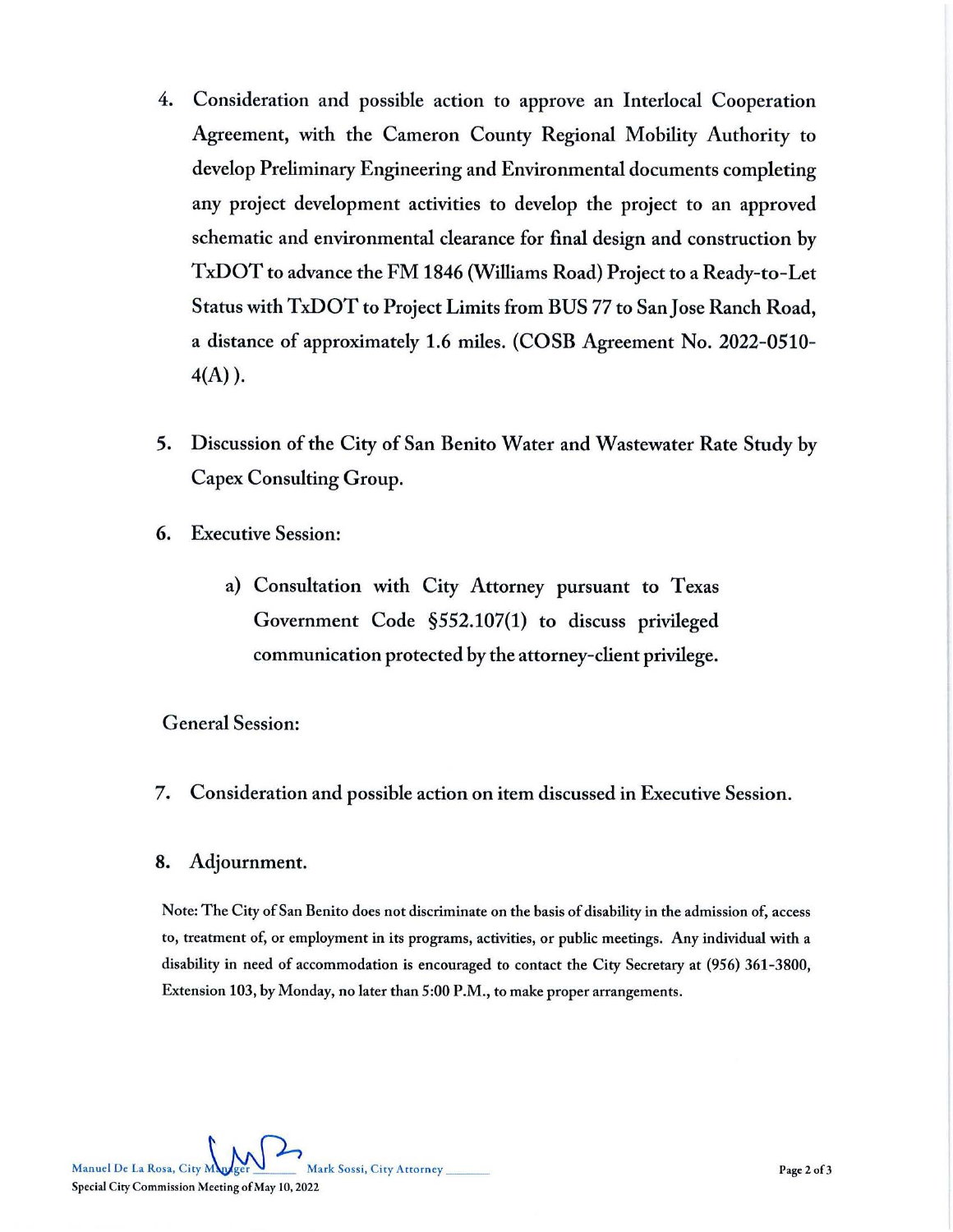4. Consideration and possible action to approve an Interlocal Cooperation Agreement, with the Cameron County Regional Mobility Authority to develop Preliminary Engineering and Environmental documents completing any project development activities to develop the project to an approved schematic and environmental clearance for final design and construction by TxDOT to advance the FM 1846 (Williams Road) Project to a Ready-to-Let Status with TxDOT to Project Limits from BUS 77 to San Jose Ranch Road, a distance of approximately 1.6 miles. (COSB Agreement No. 2022-0510-4(A) ).

5. Discussion of the City of San Benito Water and Wastewater Rate Study by Capex Consulting Group.

6. Executive Session:

   a) Consultation with City Attorney pursuant to Texas Government Code §552.107(1) to discuss privileged communication protected by the attorney-client privilege.

General Session:

7. Consideration and possible action on item discussed in Executive Session.

8. Adjournment.

Note: The City of San Benito does not discriminate on the basis of disability in the admission of, access to, treatment of, or employment in its programs, activities, or public meetings. Any individual with a disability in need of accommodation is encouraged to contact the City Secretary at (956) 361-3800, Extension 103, by Monday, no later than 5:00 P.M., to make proper arrangements.

Manuel De La Rosa, City Manager ______ Mark Sossi, City Attorney ______

Special City Commission Meeting of May 10, 2022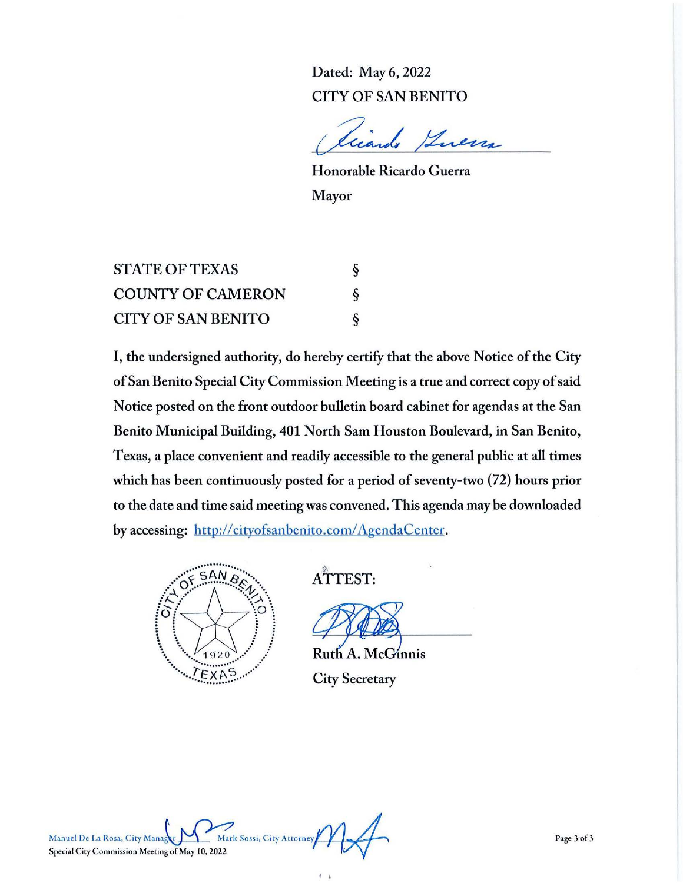Dated: May 6, 2022

CITY OF SAN BENITO

Honorable Ricardo Guerra

Mayor

STATE OF TEXAS §

COUNTY OF CAMERON §

CITY OF SAN BENITO §

I, the undersigned authority, do hereby certify that the above Notice of the City of San Benito Special City Commission Meeting is a true and correct copy of said Notice posted on the front outdoor bulletin board cabinet for agendas at the San Benito Municipal Building, 401 North Sam Houston Boulevard, in San Benito, Texas, a place convenient and readily accessible to the general public at all times which has been continuously posted for a period of seventy-two (72) hours prior to the date and time said meeting was convened. This agenda may be downloaded by accessing: http://cityofsanbenito.com/AgendaCenter.

ATTEST:

Ruth A. McGinnis

City Secretary

Manuel De La Rosa, City Manager Mark Sossi, City Attorney

Special City Commission Meeting of May 10, 2022